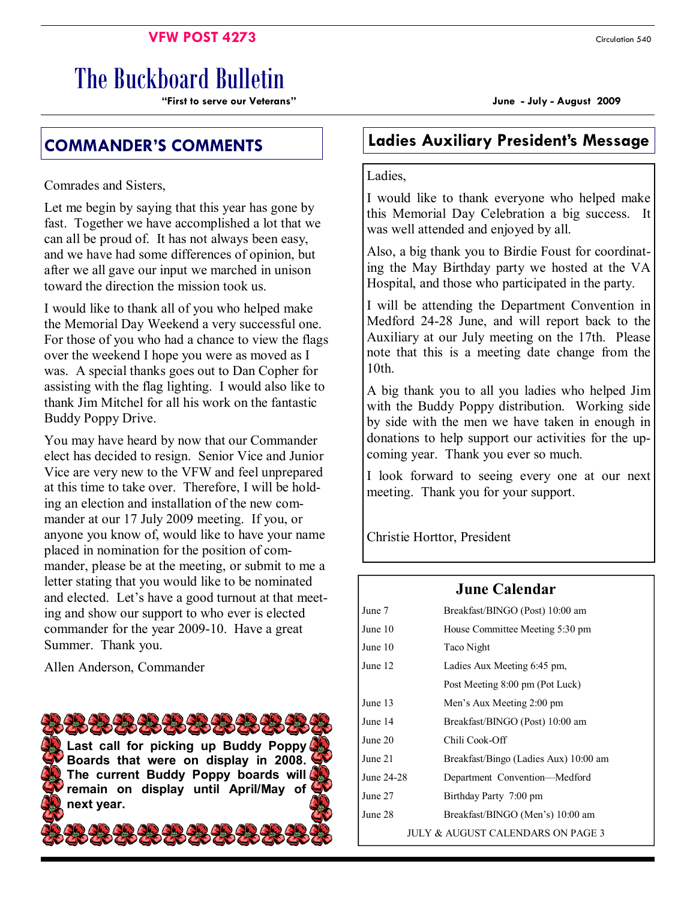**VFW POST 4273**

Circulation 540

# The Buckboard Bulletin

**"First to serve our Veterans"**

**June - July - August 2009**

## COMMANDER'S COMMENTS

Comrades and Sisters,

Let me begin by saying that this year has gone by fast. Together we have accomplished a lot that we can all be proud of. It has not always been easy, and we have had some differences of opinion, but after we all gave our input we marched in unison toward the direction the mission took us.

I would like to thank all of you who helped make the Memorial Day Weekend a very successful one. For those of you who had a chance to view the flags over the weekend I hope you were as moved as I was. A special thanks goes out to Dan Copher for assisting with the flag lighting. I would also like to thank Jim Mitchel for all his work on the fantastic Buddy Poppy Drive.

You may have heard by now that our Commander elect has decided to resign. Senior Vice and Junior Vice are very new to the VFW and feel unprepared at this time to take over. Therefore, I will be holding an election and installation of the new commander at our 17 July 2009 meeting. If you, or anyone you know of, would like to have your name placed in nomination for the position of commander, please be at the meeting, or submit to me a letter stating that you would like to be nominated and elected. Let's have a good turnout at that meeting and show our support to who ever is elected commander for the year 2009-10. Have a great Summer. Thank you.

Allen Anderson, Commander

**Last call for picking up Buddy Poppy Boards that were on display in 2008. The current Buddy Poppy boards will remain on display until April/May of next year.**

## Ladies Auxiliary President's Message

Ladies,

I would like to thank everyone who helped make this Memorial Day Celebration a big success. It was well attended and enjoyed by all.

Also, a big thank you to Birdie Foust for coordinating the May Birthday party we hosted at the VA Hospital, and those who participated in the party.

I will be attending the Department Convention in Medford 24-28 June, and will report back to the Auxiliary at our July meeting on the 17th. Please note that this is a meeting date change from the 10th.

A big thank you to all you ladies who helped Jim with the Buddy Poppy distribution. Working side by side with the men we have taken in enough in donations to help support our activities for the upcoming year. Thank you ever so much.

I look forward to seeing every one at our next meeting. Thank you for your support.

Christie Horttor, President

## June Calendar

| Date | Event |
|---|---|
| June 7 | Breakfast/BINGO (Post) 10:00 am |
| June 10 | House Committee Meeting 5:30 pm |
| June 10 | Taco Night |
| June 12 | Ladies Aux Meeting 6:45 pm, |
| | Post Meeting 8:00 pm (Pot Luck) |
| June 13 | Men's Aux Meeting 2:00 pm |
| June 14 | Breakfast/BINGO (Post) 10:00 am |
| June 20 | Chili Cook-Off |
| June 21 | Breakfast/Bingo (Ladies Aux) 10:00 am |
| June 24-28 | Department Convention—Medford |
| June 27 | Birthday Party 7:00 pm |
| June 28 | Breakfast/BINGO (Men's) 10:00 am |

JULY & AUGUST CALENDARS ON PAGE 3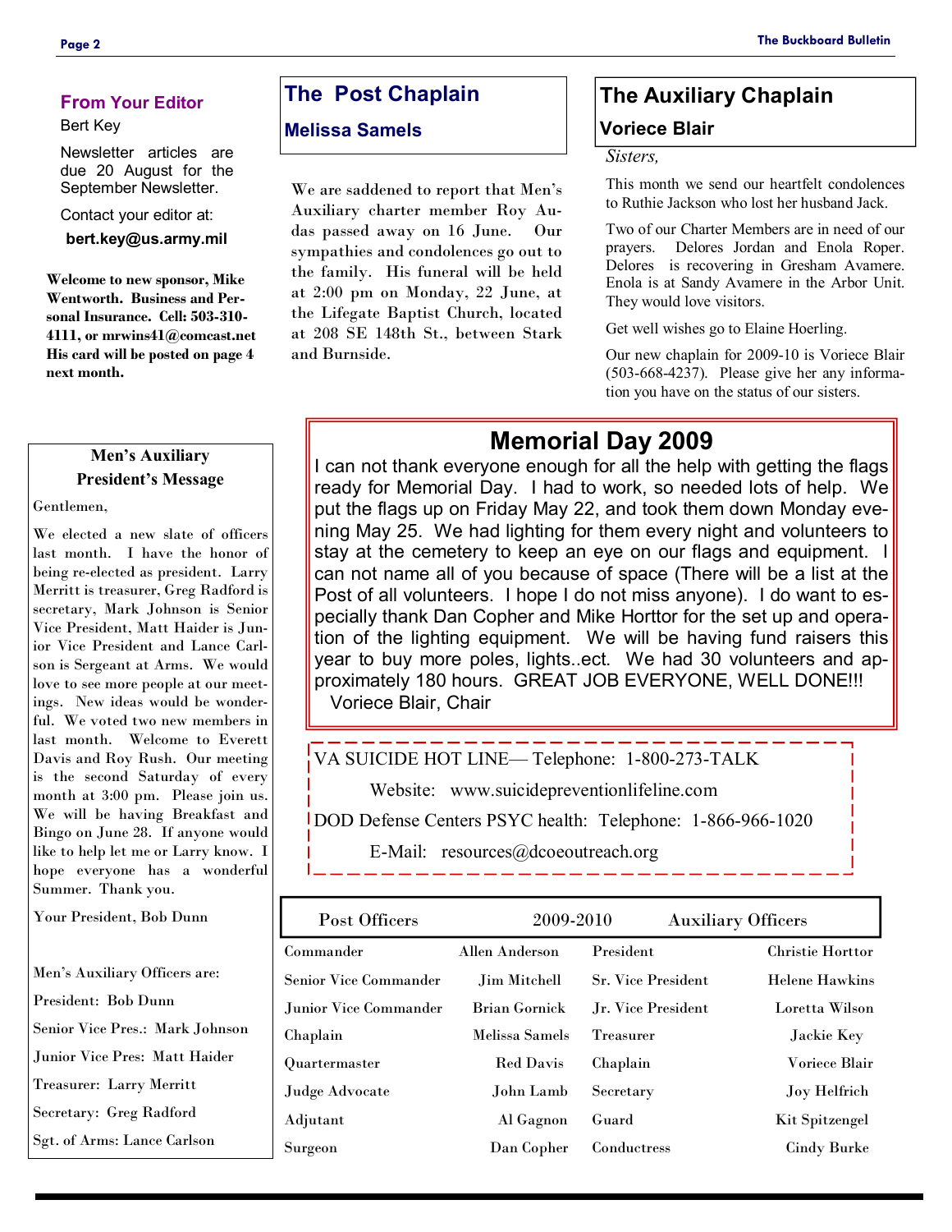## From Your Editor

Bert Key

Newsletter articles are due 20 August for the September Newsletter.

Contact your editor at:

**bert.key@us.army.mil**

**Welcome to new sponsor, Mike Wentworth. Business and Personal Insurance. Cell: 503-310-4111, or mrwins41@comcast.net His card will be posted on page 4 next month.**

## Men's Auxiliary President's Message

Gentlemen,

We elected a new slate of officers last month. I have the honor of being re-elected as president. Larry Merritt is treasurer, Greg Radford is secretary, Mark Johnson is Senior Vice President, Matt Haider is Junior Vice President and Lance Carlson is Sergeant at Arms. We would love to see more people at our meetings. New ideas would be wonderful. We voted two new members in last month. Welcome to Everett Davis and Roy Rush. Our meeting is the second Saturday of every month at 3:00 pm. Please join us. We will be having Breakfast and Bingo on June 28. If anyone would like to help let me or Larry know. I hope everyone has a wonderful Summer. Thank you.

Your President, Bob Dunn

Men's Auxiliary Officers are:

President: Bob Dunn

Senior Vice Pres.: Mark Johnson

Junior Vice Pres: Matt Haider

Treasurer: Larry Merritt

Secretary: Greg Radford

Sgt. of Arms: Lance Carlson

## The Post Chaplain

### Melissa Samels

We are saddened to report that Men's Auxiliary charter member Roy Audas passed away on 16 June. Our sympathies and condolences go out to the family. His funeral will be held at 2:00 pm on Monday, 22 June, at the Lifegate Baptist Church, located at 208 SE 148th St., between Stark and Burnside.

## The Auxiliary Chaplain

### Voriece Blair

*Sisters,*

This month we send our heartfelt condolences to Ruthie Jackson who lost her husband Jack.

Two of our Charter Members are in need of our prayers. Delores Jordan and Enola Roper. Delores is recovering in Gresham Avamere. Enola is at Sandy Avamere in the Arbor Unit. They would love visitors.

Get well wishes go to Elaine Hoerling.

Our new chaplain for 2009-10 is Voriece Blair (503-668-4237). Please give her any information you have on the status of our sisters.

## Memorial Day 2009

I can not thank everyone enough for all the help with getting the flags ready for Memorial Day. I had to work, so needed lots of help. We put the flags up on Friday May 22, and took them down Monday evening May 25. We had lighting for them every night and volunteers to stay at the cemetery to keep an eye on our flags and equipment. I can not name all of you because of space (There will be a list at the Post of all volunteers. I hope I do not miss anyone). I do want to especially thank Dan Copher and Mike Horttor for the set up and operation of the lighting equipment. We will be having fund raisers this year to buy more poles, lights..ect. We had 30 volunteers and approximately 180 hours. GREAT JOB EVERYONE, WELL DONE!!!

Voriece Blair, Chair

VA SUICIDE HOT LINE— Telephone: 1-800-273-TALK

Website: www.suicidepreventionlifeline.com

DOD Defense Centers PSYC health: Telephone: 1-866-966-1020

E-Mail: resources@dcoeoutreach.org

| Post Officers | 2009-2010 | Auxiliary Officers | |
|---|---|---|---|
| Commander | Allen Anderson | President | Christie Horttor |
| Senior Vice Commander | Jim Mitchell | Sr. Vice President | Helene Hawkins |
| Junior Vice Commander | Brian Gornick | Jr. Vice President | Loretta Wilson |
| Chaplain | Melissa Samels | Treasurer | Jackie Key |
| Quartermaster | Red Davis | Chaplain | Voriece Blair |
| Judge Advocate | John Lamb | Secretary | Joy Helfrich |
| Adjutant | Al Gagnon | Guard | Kit Spitzengel |
| Surgeon | Dan Copher | Conductress | Cindy Burke |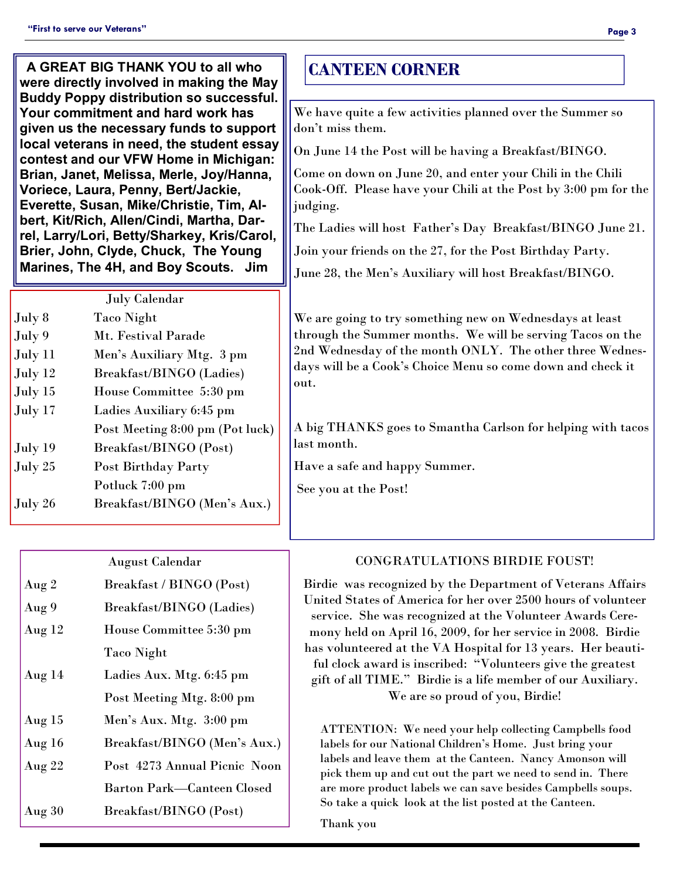**A GREAT BIG THANK YOU to all who were directly involved in making the May Buddy Poppy distribution so successful. Your commitment and hard work has given us the necessary funds to support local veterans in need, the student essay contest and our VFW Home in Michigan: Brian, Janet, Melissa, Merle, Joy/Hanna, Voriece, Laura, Penny, Bert/Jackie, Everette, Susan, Mike/Christie, Tim, Albert, Kit/Rich, Allen/Cindi, Martha, Darrel, Larry/Lori, Betty/Sharkey, Kris/Carol, Brier, John, Clyde, Chuck, The Young Marines, The 4H, and Boy Scouts. Jim**

| July Calendar | |
|---|---|
| July 8 | Taco Night |
| July 9 | Mt. Festival Parade |
| July 11 | Men's Auxiliary Mtg. 3 pm |
| July 12 | Breakfast/BINGO (Ladies) |
| July 15 | House Committee 5:30 pm |
| July 17 | Ladies Auxiliary 6:45 pm |
| | Post Meeting 8:00 pm (Pot luck) |
| July 19 | Breakfast/BINGO (Post) |
| July 25 | Post Birthday Party |
| | Potluck 7:00 pm |
| July 26 | Breakfast/BINGO (Men's Aux.) |

| August Calendar | |
|---|---|
| Aug 2 | Breakfast / BINGO (Post) |
| Aug 9 | Breakfast/BINGO (Ladies) |
| Aug 12 | House Committee 5:30 pm |
| | Taco Night |
| Aug 14 | Ladies Aux. Mtg. 6:45 pm |
| | Post Meeting Mtg. 8:00 pm |
| Aug 15 | Men's Aux. Mtg. 3:00 pm |
| Aug 16 | Breakfast/BINGO (Men's Aux.) |
| Aug 22 | Post 4273 Annual Picnic Noon |
| | Barton Park—Canteen Closed |
| Aug 30 | Breakfast/BINGO (Post) |

## CANTEEN CORNER

We have quite a few activities planned over the Summer so don't miss them.

On June 14 the Post will be having a Breakfast/BINGO.

Come on down on June 20, and enter your Chili in the Chili Cook-Off. Please have your Chili at the Post by 3:00 pm for the judging.

The Ladies will host Father's Day Breakfast/BINGO June 21.

Join your friends on the 27, for the Post Birthday Party.

June 28, the Men's Auxiliary will host Breakfast/BINGO.

We are going to try something new on Wednesdays at least through the Summer months. We will be serving Tacos on the 2nd Wednesday of the month ONLY. The other three Wednesdays will be a Cook's Choice Menu so come down and check it out.

A big THANKS goes to Smantha Carlson for helping with tacos last month.

Have a safe and happy Summer.

See you at the Post!

### CONGRATULATIONS BIRDIE FOUST!

Birdie was recognized by the Department of Veterans Affairs United States of America for her over 2500 hours of volunteer service. She was recognized at the Volunteer Awards Ceremony held on April 16, 2009, for her service in 2008. Birdie has volunteered at the VA Hospital for 13 years. Her beautiful clock award is inscribed: "Volunteers give the greatest gift of all TIME." Birdie is a life member of our Auxiliary. We are so proud of you, Birdie!

ATTENTION: We need your help collecting Campbells food labels for our National Children's Home. Just bring your labels and leave them at the Canteen. Nancy Amonson will pick them up and cut out the part we need to send in. There are more product labels we can save besides Campbells soups. So take a quick look at the list posted at the Canteen.

Thank you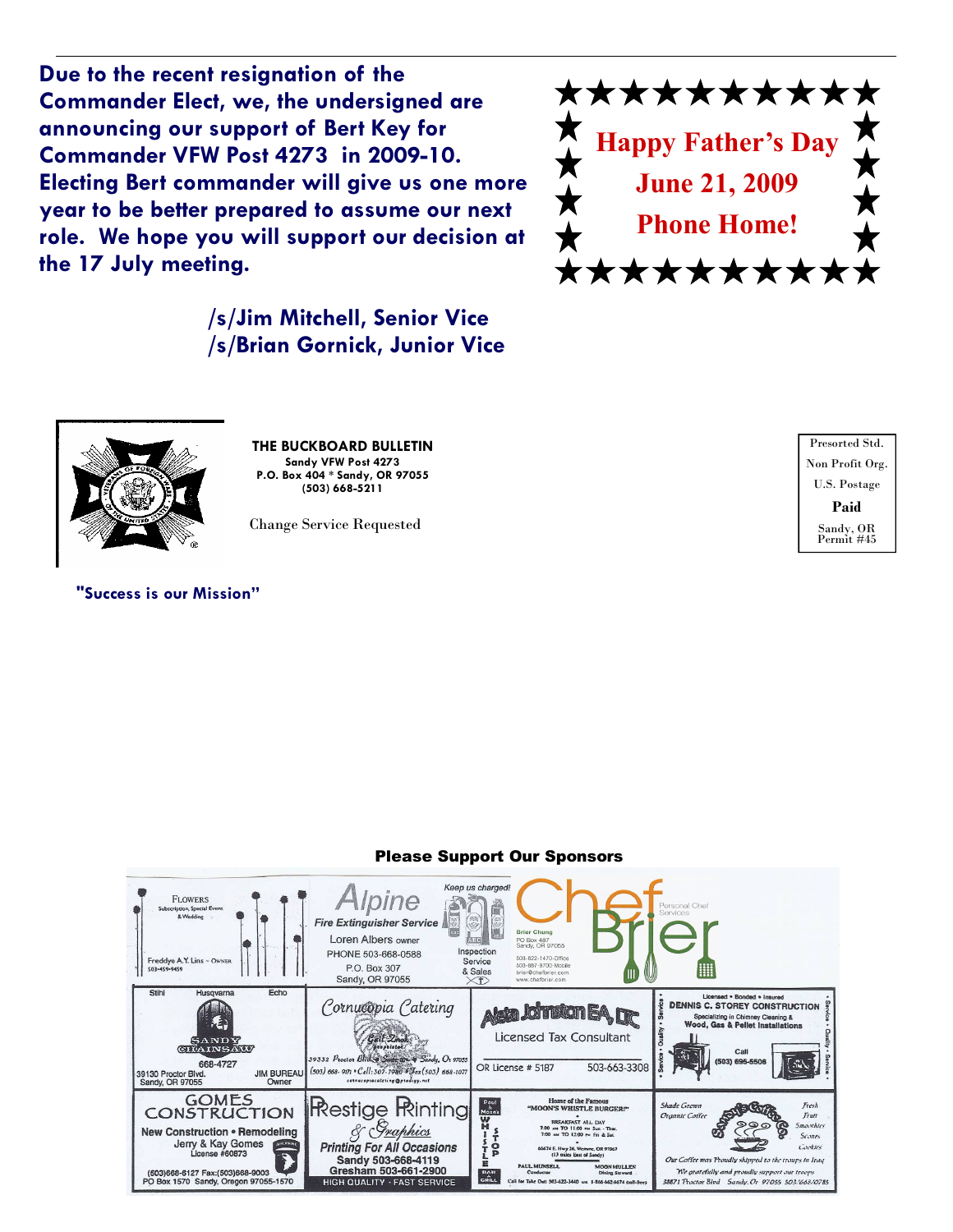**Due to the recent resignation of the Commander Elect, we, the undersigned are announcing our support of Bert Key for Commander VFW Post 4273 in 2009-10. Electing Bert commander will give us one more year to be better prepared to assume our next role. We hope you will support our decision at the 17 July meeting.**

**/s/Jim Mitchell, Senior Vice**
**/s/Brian Gornick, Junior Vice**

★★★★★★★★★★

**Happy Father's Day**
**June 21, 2009**
**Phone Home!**

★★★★★★★★★★

**THE BUCKBOARD BULLETIN**
**Sandy VFW Post 4273**
**P.O. Box 404 * Sandy, OR 97055**
**(503) 668-5211**

Change Service Requested

Presorted Std.
Non Profit Org.
U.S. Postage
**Paid**
Sandy, OR
Permit #45

**"Success is our Mission"**

## Please Support Our Sponsors

FLOWERS
Subscription, Special Event & Wedding
Freddye A.Y. Lins ~ OWNER
503-459-9459

Alpine
Fire Extinguisher Service
Keep us charged!
Loren Albers owner
PHONE 503-668-0588
P.O. Box 307
Sandy, OR 97055
Inspection Service & Sales

Chef Brier
Personal Chef Services
Brier Chung
PO Box 487
Sandy, OR 97055
503-622-1470-Office
503-887-9700-Mobile
brier@chefbrier.com
www.chefbrier.com

Stihl Husqvarna Echo
SANDY CHAINSAW
668-4727
39130 Proctor Blvd.
Sandy, OR 97055
JIM BUREAU Owner

Cornucopia Catering
Gail Zook
Proprietor
39332 Proctor Blvd. Sandy, Or 97055
(503) 668-9171 • Cell: 307-7980 • Fax (503) 668-1077
cornucopiacatering@ptoday.net

Aleta Johnston EA, LLC
Licensed Tax Consultant
OR License # 5187
503-663-3308

Licensed • Bonded • Insured
DENNIS C. STOREY CONSTRUCTION
Specializing in Chimney Cleaning & Wood, Gas & Pellet Installations
Call (503) 695-5506
Service • Quality • Service

GOMES CONSTRUCTION
New Construction • Remodeling
Jerry & Kay Gomes
License #60873
(503)668-6127 Fax:(503)668-9003
PO Box 1570 Sandy, Oregon 97055-1570

Prestige Printing & Graphics
Printing For All Occasions
Sandy 503-668-4119
Gresham 503-661-2900
HIGH QUALITY · FAST SERVICE

Paul & Moons WHISTLE STOP BAR & GRILL
Home of the Famous "MOON'S WHISTLE BURGER!"
BREAKFAST ALL DAY
7:00 AM TO 11:00 PM Sun. - Thur.
7:00 AM TO 12:00 PM Fri & Sat.
66674 E. Hwy 26, Welches, OR 97067
(13 miles East of Sandy)
PAUL MUNSELL Conductor
MOON MULLEN Dining Steward
Call for Take Out: 503-622-3440 or 1-866-662-4474 (toll-free)

Sandy's Coffee Co.
Shade Grown Organic Coffee
Fresh Fruit Smoothies Scones Cookies
Our Coffee was Proudly shipped to the troops in Iraq
We gratefully and proudly support our troops
38871 Proctor Blvd Sandy, Or 97055 503.668.0785